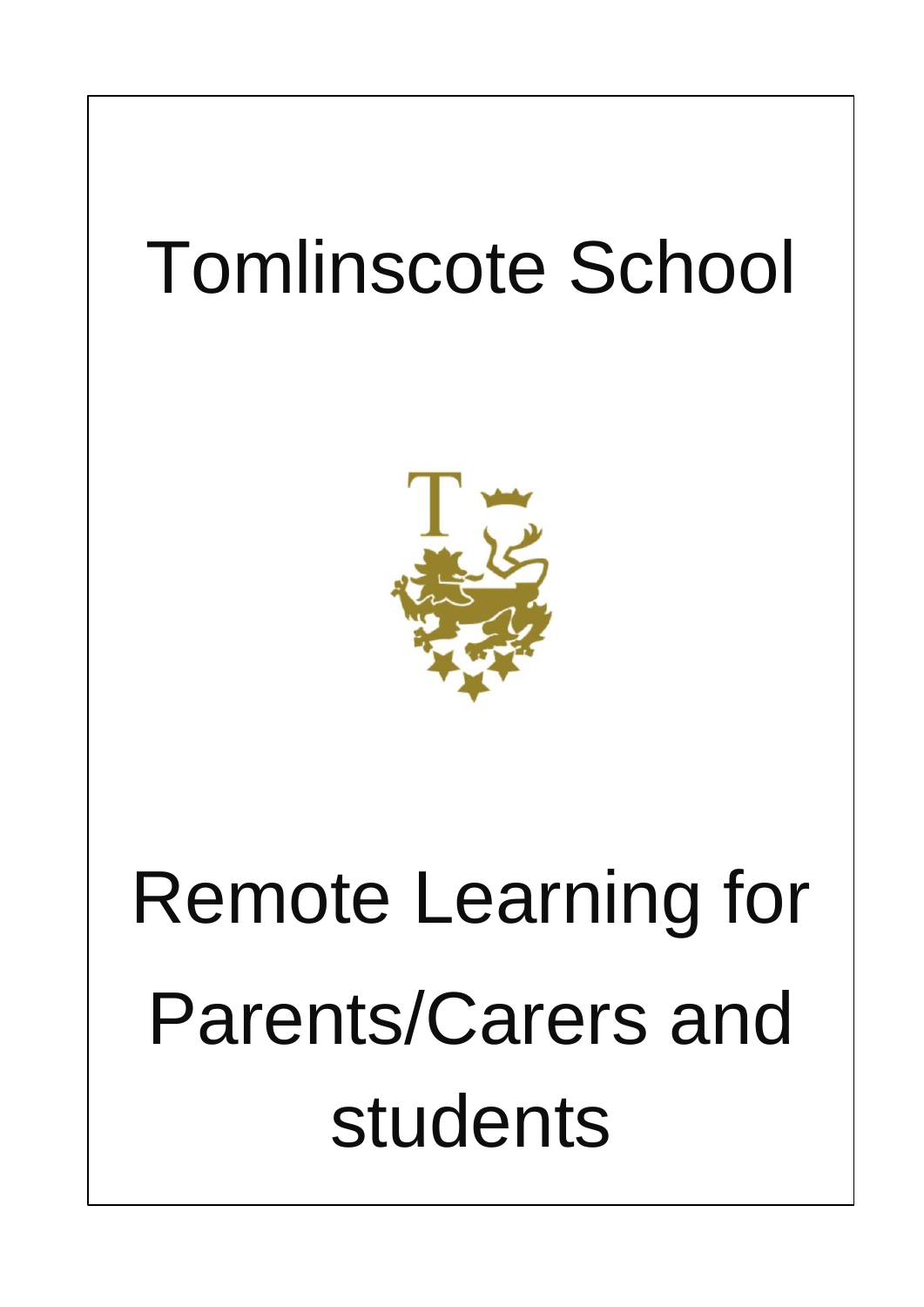# Tomlinscote School

# Remote Learning for Parents/Carers and students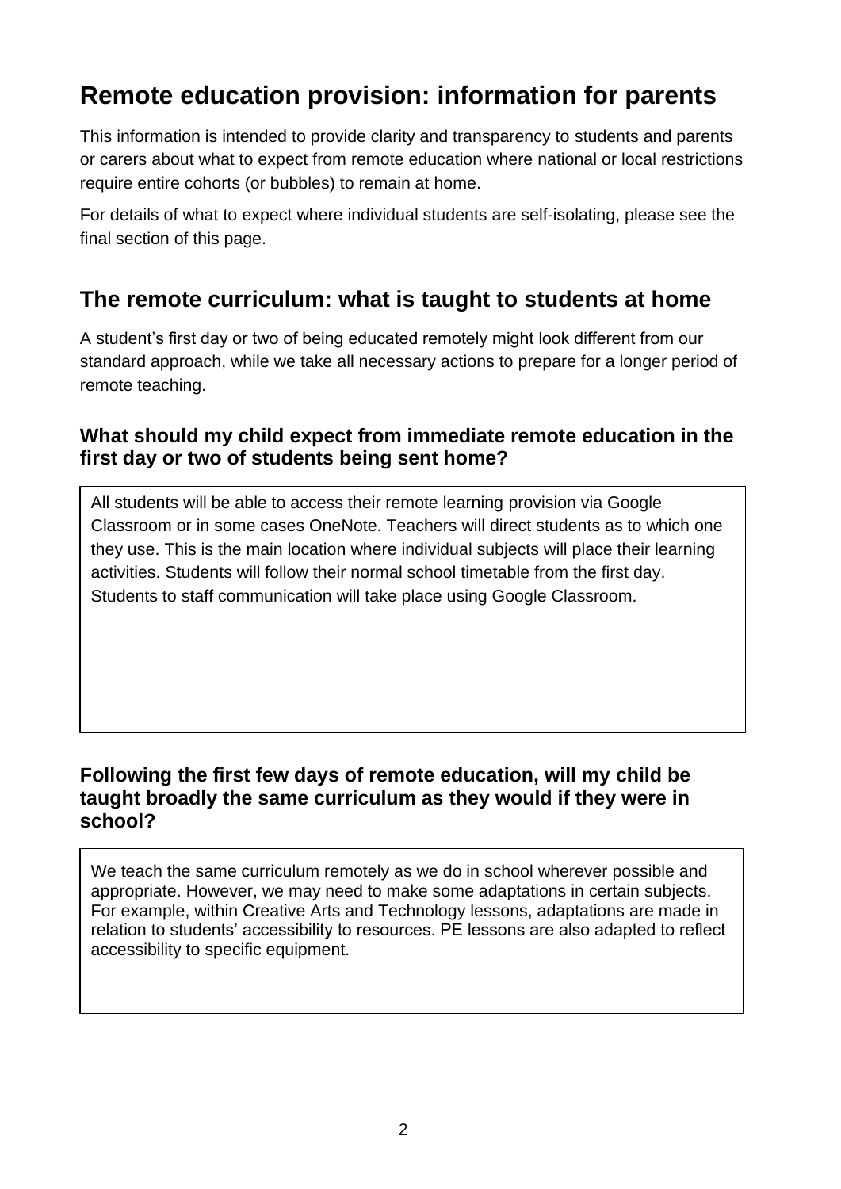# Remote education provision: information for parents

This information is intended to provide clarity and transparency to students and parents or carers about what to expect from remote education where national or local restrictions require entire cohorts (or bubbles) to remain at home.

For details of what to expect where individual students are self-isolating, please see the final section of this page.

## The remote curriculum: what is taught to students at home

A student's first day or two of being educated remotely might look different from our standard approach, while we take all necessary actions to prepare for a longer period of remote teaching.

### What should my child expect from immediate remote education in the first day or two of students being sent home?

All students will be able to access their remote learning provision via Google Classroom or in some cases OneNote. Teachers will direct students as to which one they use. This is the main location where individual subjects will place their learning activities. Students will follow their normal school timetable from the first day. Students to staff communication will take place using Google Classroom.

### Following the first few days of remote education, will my child be taught broadly the same curriculum as they would if they were in school?

We teach the same curriculum remotely as we do in school wherever possible and appropriate. However, we may need to make some adaptations in certain subjects. For example, within Creative Arts and Technology lessons, adaptations are made in relation to students' accessibility to resources. PE lessons are also adapted to reflect accessibility to specific equipment.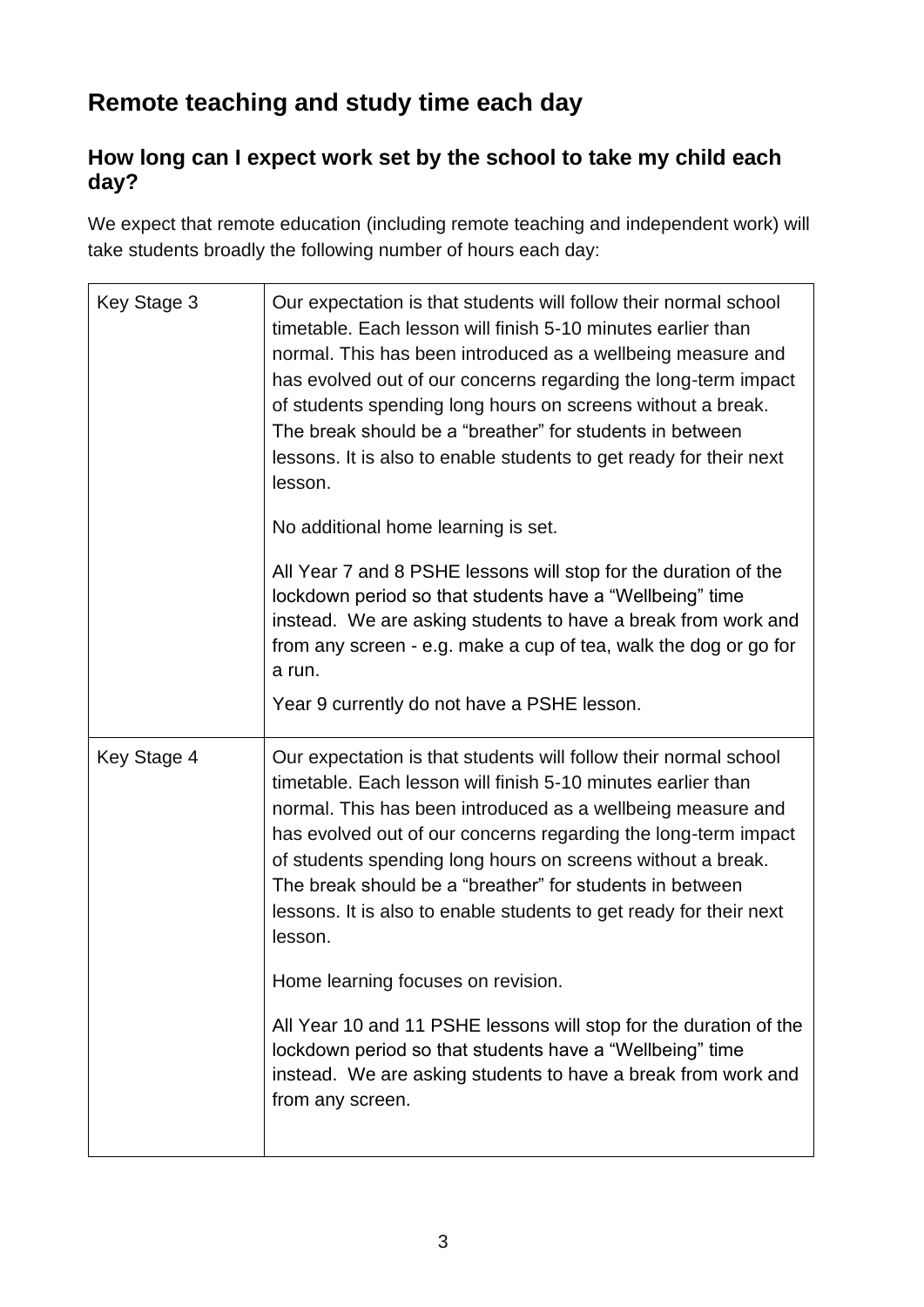## Remote teaching and study time each day

### How long can I expect work set by the school to take my child each day?

We expect that remote education (including remote teaching and independent work) will take students broadly the following number of hours each day:

| | |
|---|---|
| Key Stage 3 | Our expectation is that students will follow their normal school timetable. Each lesson will finish 5-10 minutes earlier than normal. This has been introduced as a wellbeing measure and has evolved out of our concerns regarding the long-term impact of students spending long hours on screens without a break. The break should be a "breather" for students in between lessons. It is also to enable students to get ready for their next lesson.<br><br>No additional home learning is set.<br><br>All Year 7 and 8 PSHE lessons will stop for the duration of the lockdown period so that students have a "Wellbeing" time instead. We are asking students to have a break from work and from any screen - e.g. make a cup of tea, walk the dog or go for a run.<br><br>Year 9 currently do not have a PSHE lesson. |
| Key Stage 4 | Our expectation is that students will follow their normal school timetable. Each lesson will finish 5-10 minutes earlier than normal. This has been introduced as a wellbeing measure and has evolved out of our concerns regarding the long-term impact of students spending long hours on screens without a break. The break should be a "breather" for students in between lessons. It is also to enable students to get ready for their next lesson.<br><br>Home learning focuses on revision.<br><br>All Year 10 and 11 PSHE lessons will stop for the duration of the lockdown period so that students have a "Wellbeing" time instead. We are asking students to have a break from work and from any screen. |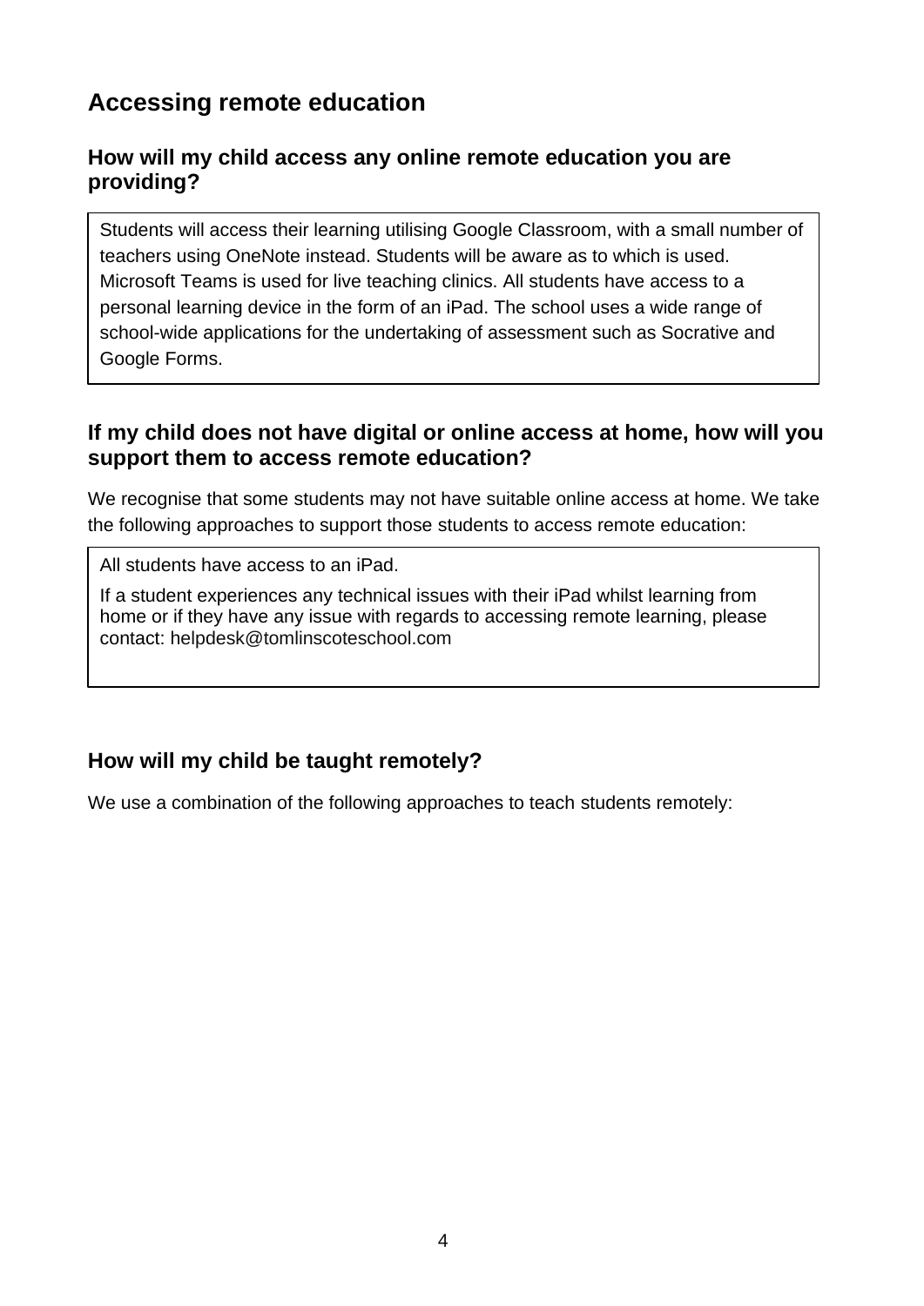## Accessing remote education

### How will my child access any online remote education you are providing?

Students will access their learning utilising Google Classroom, with a small number of teachers using OneNote instead. Students will be aware as to which is used. Microsoft Teams is used for live teaching clinics. All students have access to a personal learning device in the form of an iPad. The school uses a wide range of school-wide applications for the undertaking of assessment such as Socrative and Google Forms.

### If my child does not have digital or online access at home, how will you support them to access remote education?

We recognise that some students may not have suitable online access at home. We take the following approaches to support those students to access remote education:

All students have access to an iPad.

If a student experiences any technical issues with their iPad whilst learning from home or if they have any issue with regards to accessing remote learning, please contact: helpdesk@tomlinscoteschool.com

### How will my child be taught remotely?

We use a combination of the following approaches to teach students remotely: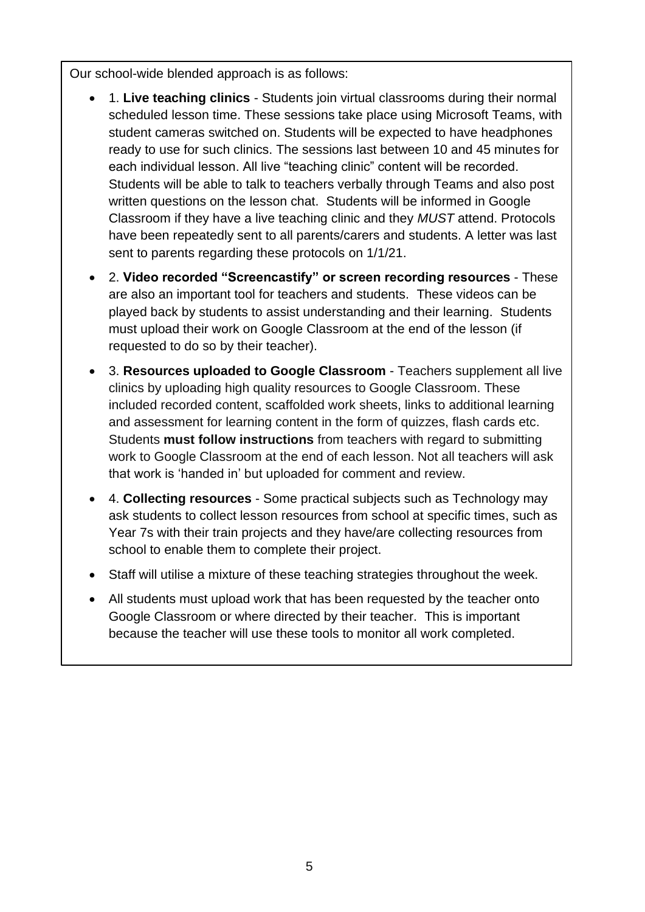Our school-wide blended approach is as follows:

- 1. **Live teaching clinics** - Students join virtual classrooms during their normal scheduled lesson time. These sessions take place using Microsoft Teams, with student cameras switched on. Students will be expected to have headphones ready to use for such clinics. The sessions last between 10 and 45 minutes for each individual lesson. All live "teaching clinic" content will be recorded. Students will be able to talk to teachers verbally through Teams and also post written questions on the lesson chat. Students will be informed in Google Classroom if they have a live teaching clinic and they *MUST* attend. Protocols have been repeatedly sent to all parents/carers and students. A letter was last sent to parents regarding these protocols on 1/1/21.
- 2. **Video recorded "Screencastify" or screen recording resources** - These are also an important tool for teachers and students. These videos can be played back by students to assist understanding and their learning. Students must upload their work on Google Classroom at the end of the lesson (if requested to do so by their teacher).
- 3. **Resources uploaded to Google Classroom** - Teachers supplement all live clinics by uploading high quality resources to Google Classroom. These included recorded content, scaffolded work sheets, links to additional learning and assessment for learning content in the form of quizzes, flash cards etc. Students **must follow instructions** from teachers with regard to submitting work to Google Classroom at the end of each lesson. Not all teachers will ask that work is 'handed in' but uploaded for comment and review.
- 4. **Collecting resources** - Some practical subjects such as Technology may ask students to collect lesson resources from school at specific times, such as Year 7s with their train projects and they have/are collecting resources from school to enable them to complete their project.
- Staff will utilise a mixture of these teaching strategies throughout the week.
- All students must upload work that has been requested by the teacher onto Google Classroom or where directed by their teacher. This is important because the teacher will use these tools to monitor all work completed.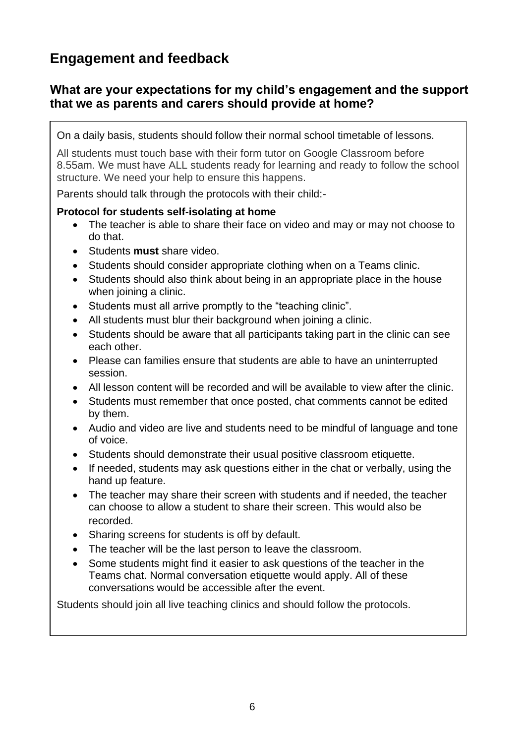## Engagement and feedback

### What are your expectations for my child's engagement and the support that we as parents and carers should provide at home?

On a daily basis, students should follow their normal school timetable of lessons.

All students must touch base with their form tutor on Google Classroom before 8.55am. We must have ALL students ready for learning and ready to follow the school structure. We need your help to ensure this happens.

Parents should talk through the protocols with their child:-

**Protocol for students self-isolating at home**

- The teacher is able to share their face on video and may or may not choose to do that.
- Students **must** share video.
- Students should consider appropriate clothing when on a Teams clinic.
- Students should also think about being in an appropriate place in the house when joining a clinic.
- Students must all arrive promptly to the "teaching clinic".
- All students must blur their background when joining a clinic.
- Students should be aware that all participants taking part in the clinic can see each other.
- Please can families ensure that students are able to have an uninterrupted session.
- All lesson content will be recorded and will be available to view after the clinic.
- Students must remember that once posted, chat comments cannot be edited by them.
- Audio and video are live and students need to be mindful of language and tone of voice.
- Students should demonstrate their usual positive classroom etiquette.
- If needed, students may ask questions either in the chat or verbally, using the hand up feature.
- The teacher may share their screen with students and if needed, the teacher can choose to allow a student to share their screen. This would also be recorded.
- Sharing screens for students is off by default.
- The teacher will be the last person to leave the classroom.
- Some students might find it easier to ask questions of the teacher in the Teams chat. Normal conversation etiquette would apply. All of these conversations would be accessible after the event.

Students should join all live teaching clinics and should follow the protocols.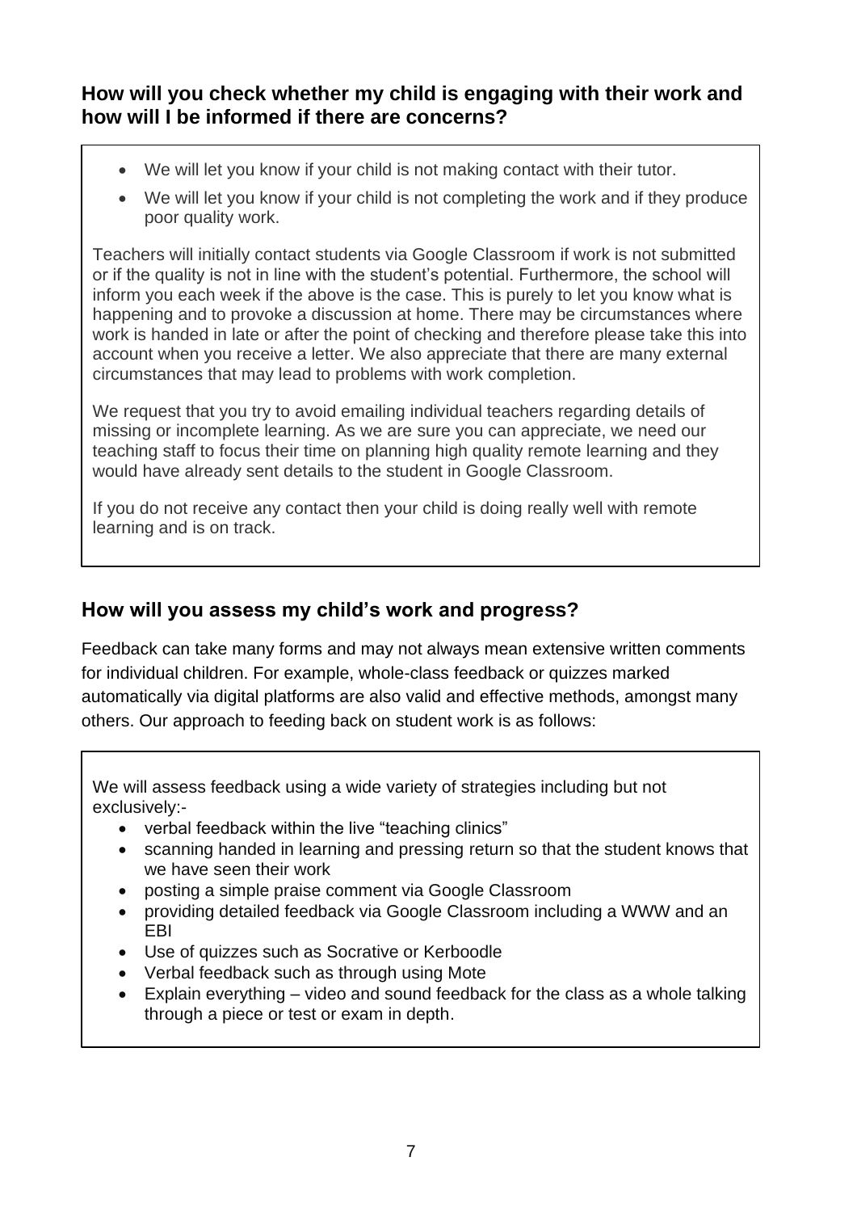## How will you check whether my child is engaging with their work and how will I be informed if there are concerns?

- We will let you know if your child is not making contact with their tutor.
- We will let you know if your child is not completing the work and if they produce poor quality work.

Teachers will initially contact students via Google Classroom if work is not submitted or if the quality is not in line with the student's potential. Furthermore, the school will inform you each week if the above is the case. This is purely to let you know what is happening and to provoke a discussion at home. There may be circumstances where work is handed in late or after the point of checking and therefore please take this into account when you receive a letter. We also appreciate that there are many external circumstances that may lead to problems with work completion.

We request that you try to avoid emailing individual teachers regarding details of missing or incomplete learning. As we are sure you can appreciate, we need our teaching staff to focus their time on planning high quality remote learning and they would have already sent details to the student in Google Classroom.

If you do not receive any contact then your child is doing really well with remote learning and is on track.

## How will you assess my child's work and progress?

Feedback can take many forms and may not always mean extensive written comments for individual children. For example, whole-class feedback or quizzes marked automatically via digital platforms are also valid and effective methods, amongst many others. Our approach to feeding back on student work is as follows:

We will assess feedback using a wide variety of strategies including but not exclusively:-

- verbal feedback within the live "teaching clinics"
- scanning handed in learning and pressing return so that the student knows that we have seen their work
- posting a simple praise comment via Google Classroom
- providing detailed feedback via Google Classroom including a WWW and an EBI
- Use of quizzes such as Socrative or Kerboodle
- Verbal feedback such as through using Mote
- Explain everything – video and sound feedback for the class as a whole talking through a piece or test or exam in depth.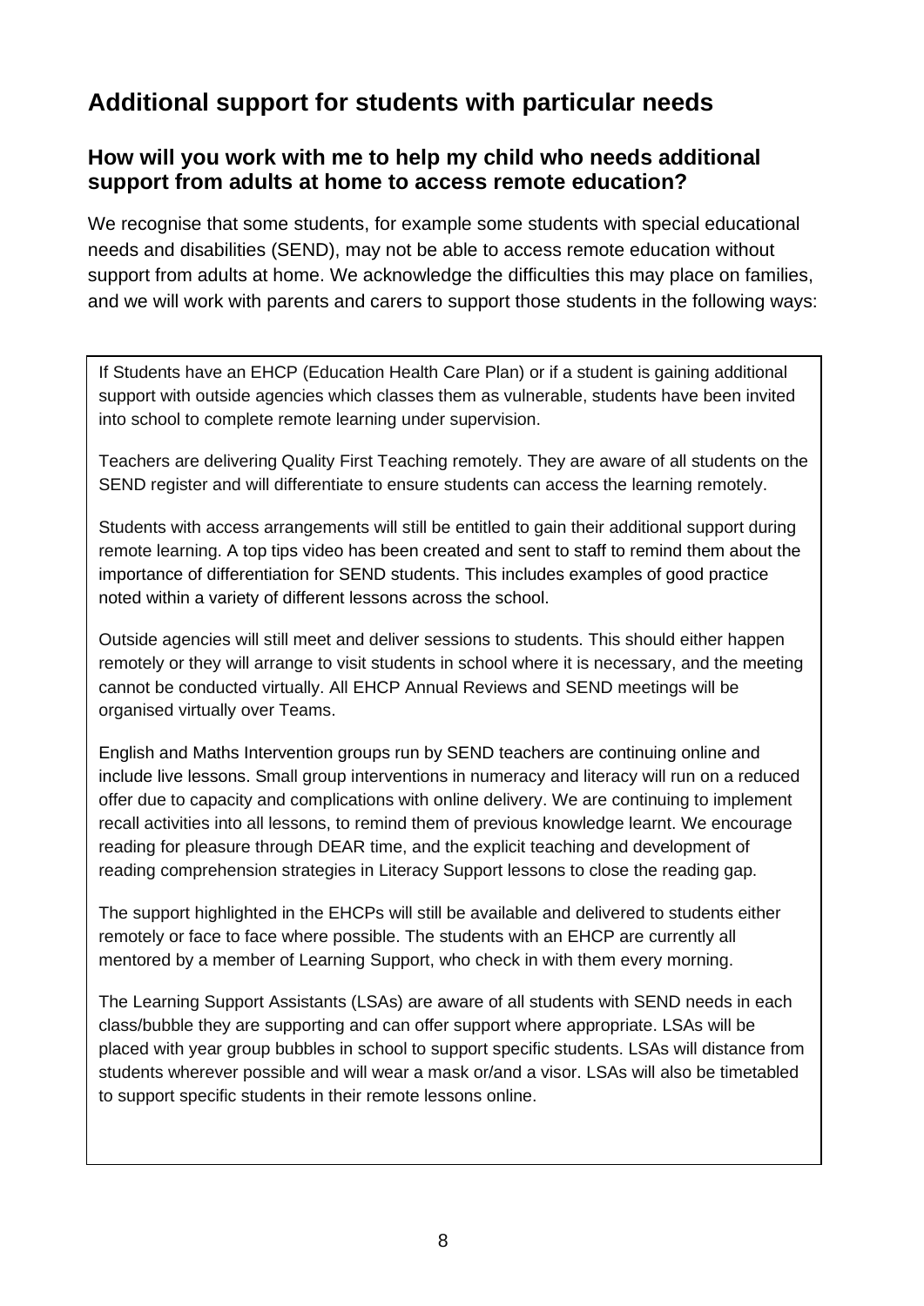## Additional support for students with particular needs

### How will you work with me to help my child who needs additional support from adults at home to access remote education?

We recognise that some students, for example some students with special educational needs and disabilities (SEND), may not be able to access remote education without support from adults at home. We acknowledge the difficulties this may place on families, and we will work with parents and carers to support those students in the following ways:

If Students have an EHCP (Education Health Care Plan) or if a student is gaining additional support with outside agencies which classes them as vulnerable, students have been invited into school to complete remote learning under supervision.

Teachers are delivering Quality First Teaching remotely. They are aware of all students on the SEND register and will differentiate to ensure students can access the learning remotely.

Students with access arrangements will still be entitled to gain their additional support during remote learning. A top tips video has been created and sent to staff to remind them about the importance of differentiation for SEND students. This includes examples of good practice noted within a variety of different lessons across the school.

Outside agencies will still meet and deliver sessions to students. This should either happen remotely or they will arrange to visit students in school where it is necessary, and the meeting cannot be conducted virtually. All EHCP Annual Reviews and SEND meetings will be organised virtually over Teams.

English and Maths Intervention groups run by SEND teachers are continuing online and include live lessons. Small group interventions in numeracy and literacy will run on a reduced offer due to capacity and complications with online delivery. We are continuing to implement recall activities into all lessons, to remind them of previous knowledge learnt. We encourage reading for pleasure through DEAR time, and the explicit teaching and development of reading comprehension strategies in Literacy Support lessons to close the reading gap.

The support highlighted in the EHCPs will still be available and delivered to students either remotely or face to face where possible. The students with an EHCP are currently all mentored by a member of Learning Support, who check in with them every morning.

The Learning Support Assistants (LSAs) are aware of all students with SEND needs in each class/bubble they are supporting and can offer support where appropriate. LSAs will be placed with year group bubbles in school to support specific students. LSAs will distance from students wherever possible and will wear a mask or/and a visor. LSAs will also be timetabled to support specific students in their remote lessons online.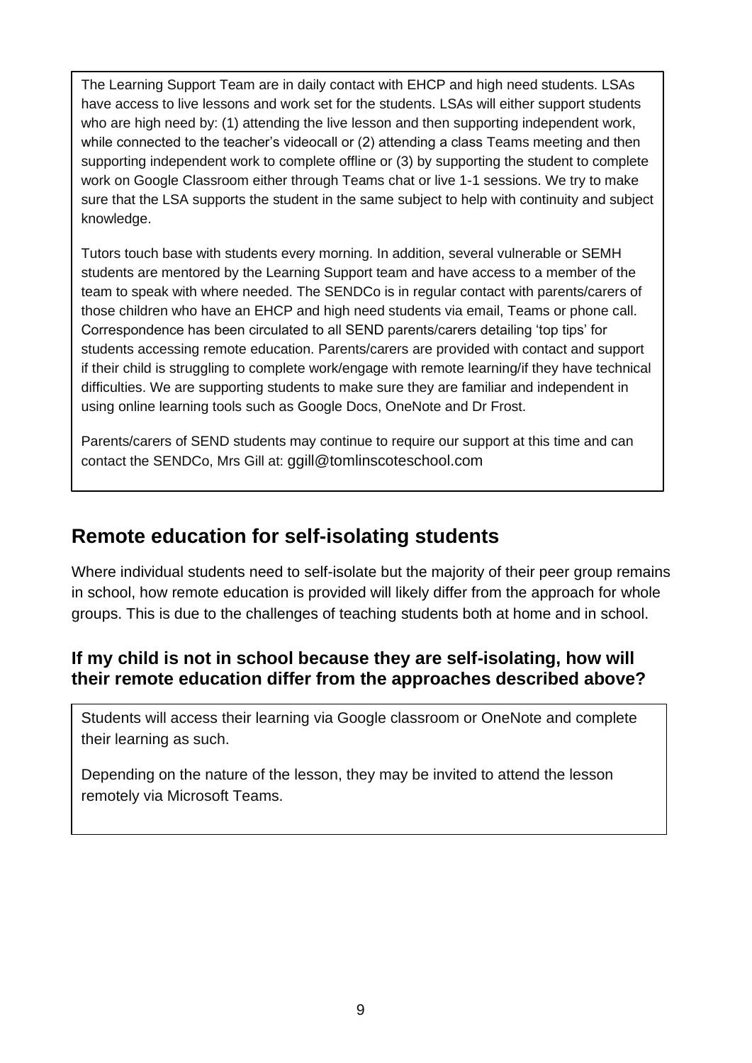The Learning Support Team are in daily contact with EHCP and high need students. LSAs have access to live lessons and work set for the students. LSAs will either support students who are high need by: (1) attending the live lesson and then supporting independent work, while connected to the teacher's videocall or (2) attending a class Teams meeting and then supporting independent work to complete offline or (3) by supporting the student to complete work on Google Classroom either through Teams chat or live 1-1 sessions. We try to make sure that the LSA supports the student in the same subject to help with continuity and subject knowledge.

Tutors touch base with students every morning. In addition, several vulnerable or SEMH students are mentored by the Learning Support team and have access to a member of the team to speak with where needed. The SENDCo is in regular contact with parents/carers of those children who have an EHCP and high need students via email, Teams or phone call. Correspondence has been circulated to all SEND parents/carers detailing 'top tips' for students accessing remote education. Parents/carers are provided with contact and support if their child is struggling to complete work/engage with remote learning/if they have technical difficulties. We are supporting students to make sure they are familiar and independent in using online learning tools such as Google Docs, OneNote and Dr Frost.

Parents/carers of SEND students may continue to require our support at this time and can contact the SENDCo, Mrs Gill at: ggill@tomlinscoteschool.com

## Remote education for self-isolating students

Where individual students need to self-isolate but the majority of their peer group remains in school, how remote education is provided will likely differ from the approach for whole groups. This is due to the challenges of teaching students both at home and in school.

### If my child is not in school because they are self-isolating, how will their remote education differ from the approaches described above?

Students will access their learning via Google classroom or OneNote and complete their learning as such.

Depending on the nature of the lesson, they may be invited to attend the lesson remotely via Microsoft Teams.